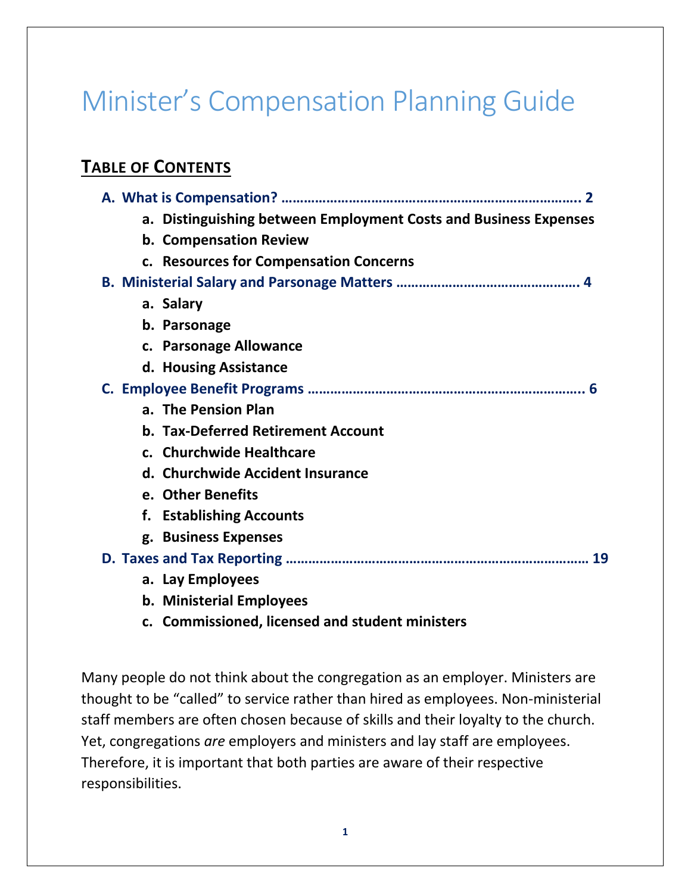# Minister's Compensation Planning Guide

## TABLE OF CONTENTS

- **A. What is Compensation? …………………………………………………………………. 2**
  - **a. Distinguishing between Employment Costs and Business Expenses**
  - **b. Compensation Review**
  - **c. Resources for Compensation Concerns**
- **B. Ministerial Salary and Parsonage Matters ……………………………………….. 4**
  - **a. Salary**
  - **b. Parsonage**
  - **c. Parsonage Allowance**
  - **d. Housing Assistance**
- **C. Employee Benefit Programs ……………………………………………………………….. 6**
  - **a. The Pension Plan**
  - **b. Tax-Deferred Retirement Account**
  - **c. Churchwide Healthcare**
  - **d. Churchwide Accident Insurance**
  - **e. Other Benefits**
  - **f. Establishing Accounts**
  - **g. Business Expenses**
- **D. Taxes and Tax Reporting ………………………………………………………………………. 19**
  - **a. Lay Employees**
  - **b. Ministerial Employees**
  - **c. Commissioned, licensed and student ministers**

Many people do not think about the congregation as an employer. Ministers are thought to be "called" to service rather than hired as employees. Non-ministerial staff members are often chosen because of skills and their loyalty to the church. Yet, congregations *are* employers and ministers and lay staff are employees. Therefore, it is important that both parties are aware of their respective responsibilities.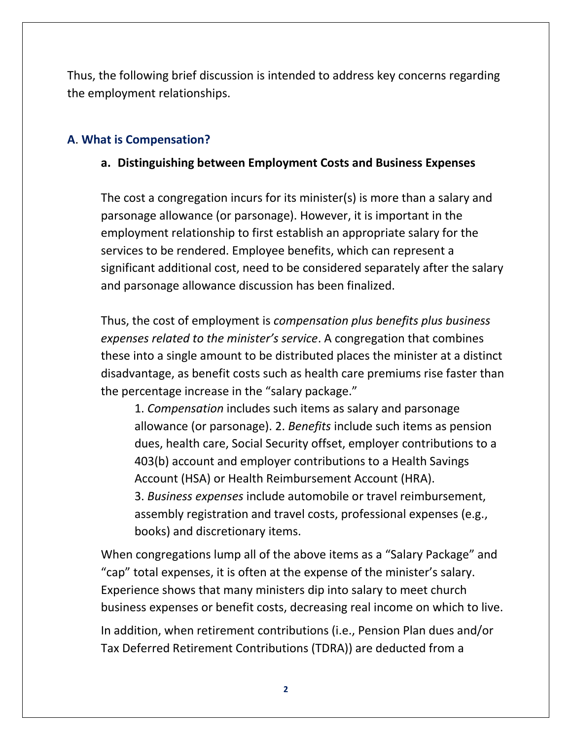Thus, the following brief discussion is intended to address key concerns regarding the employment relationships.

## A. What is Compensation?

### a. Distinguishing between Employment Costs and Business Expenses

The cost a congregation incurs for its minister(s) is more than a salary and parsonage allowance (or parsonage). However, it is important in the employment relationship to first establish an appropriate salary for the services to be rendered. Employee benefits, which can represent a significant additional cost, need to be considered separately after the salary and parsonage allowance discussion has been finalized.

Thus, the cost of employment is *compensation plus benefits plus business expenses related to the minister's service*. A congregation that combines these into a single amount to be distributed places the minister at a distinct disadvantage, as benefit costs such as health care premiums rise faster than the percentage increase in the "salary package."

1. *Compensation* includes such items as salary and parsonage allowance (or parsonage). 2. *Benefits* include such items as pension dues, health care, Social Security offset, employer contributions to a 403(b) account and employer contributions to a Health Savings Account (HSA) or Health Reimbursement Account (HRA).
3. *Business expenses* include automobile or travel reimbursement, assembly registration and travel costs, professional expenses (e.g., books) and discretionary items.

When congregations lump all of the above items as a "Salary Package" and "cap" total expenses, it is often at the expense of the minister's salary. Experience shows that many ministers dip into salary to meet church business expenses or benefit costs, decreasing real income on which to live.

In addition, when retirement contributions (i.e., Pension Plan dues and/or Tax Deferred Retirement Contributions (TDRA)) are deducted from a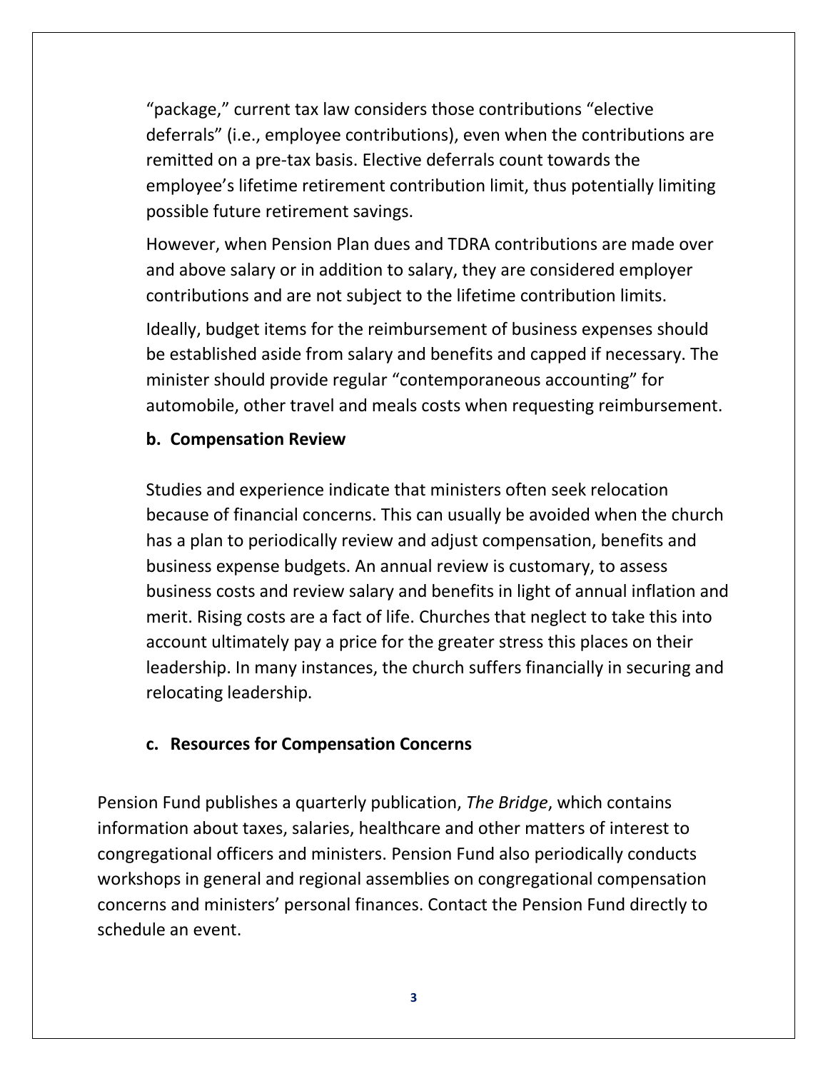"package," current tax law considers those contributions "elective deferrals" (i.e., employee contributions), even when the contributions are remitted on a pre-tax basis. Elective deferrals count towards the employee's lifetime retirement contribution limit, thus potentially limiting possible future retirement savings.

However, when Pension Plan dues and TDRA contributions are made over and above salary or in addition to salary, they are considered employer contributions and are not subject to the lifetime contribution limits.

Ideally, budget items for the reimbursement of business expenses should be established aside from salary and benefits and capped if necessary. The minister should provide regular "contemporaneous accounting" for automobile, other travel and meals costs when requesting reimbursement.

**b. Compensation Review**

Studies and experience indicate that ministers often seek relocation because of financial concerns. This can usually be avoided when the church has a plan to periodically review and adjust compensation, benefits and business expense budgets. An annual review is customary, to assess business costs and review salary and benefits in light of annual inflation and merit. Rising costs are a fact of life. Churches that neglect to take this into account ultimately pay a price for the greater stress this places on their leadership. In many instances, the church suffers financially in securing and relocating leadership.

**c. Resources for Compensation Concerns**

Pension Fund publishes a quarterly publication, *The Bridge*, which contains information about taxes, salaries, healthcare and other matters of interest to congregational officers and ministers. Pension Fund also periodically conducts workshops in general and regional assemblies on congregational compensation concerns and ministers' personal finances. Contact the Pension Fund directly to schedule an event.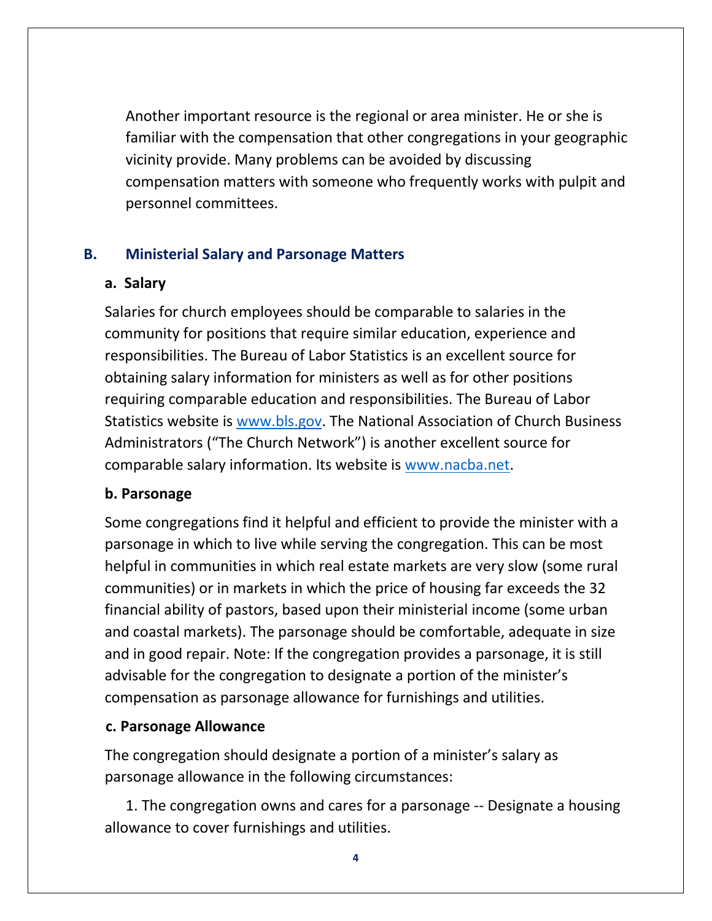Another important resource is the regional or area minister. He or she is familiar with the compensation that other congregations in your geographic vicinity provide. Many problems can be avoided by discussing compensation matters with someone who frequently works with pulpit and personnel committees.

## B. Ministerial Salary and Parsonage Matters

### a. Salary

Salaries for church employees should be comparable to salaries in the community for positions that require similar education, experience and responsibilities. The Bureau of Labor Statistics is an excellent source for obtaining salary information for ministers as well as for other positions requiring comparable education and responsibilities. The Bureau of Labor Statistics website is www.bls.gov. The National Association of Church Business Administrators ("The Church Network") is another excellent source for comparable salary information. Its website is www.nacba.net.

### b. Parsonage

Some congregations find it helpful and efficient to provide the minister with a parsonage in which to live while serving the congregation. This can be most helpful in communities in which real estate markets are very slow (some rural communities) or in markets in which the price of housing far exceeds the 32 financial ability of pastors, based upon their ministerial income (some urban and coastal markets). The parsonage should be comfortable, adequate in size and in good repair. Note: If the congregation provides a parsonage, it is still advisable for the congregation to designate a portion of the minister's compensation as parsonage allowance for furnishings and utilities.

### c. Parsonage Allowance

The congregation should designate a portion of a minister's salary as parsonage allowance in the following circumstances:

1. The congregation owns and cares for a parsonage -- Designate a housing allowance to cover furnishings and utilities.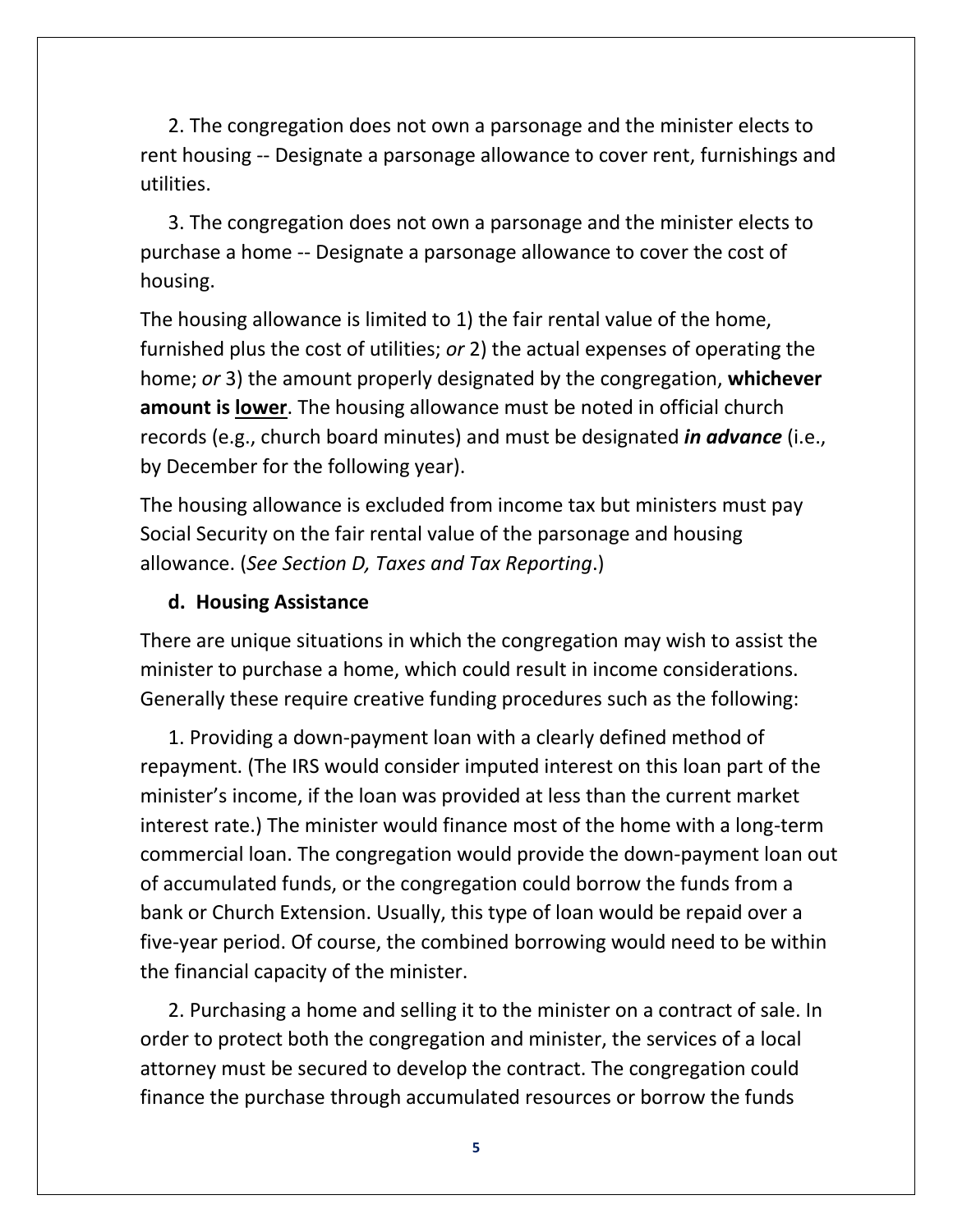2. The congregation does not own a parsonage and the minister elects to rent housing -- Designate a parsonage allowance to cover rent, furnishings and utilities.

3. The congregation does not own a parsonage and the minister elects to purchase a home -- Designate a parsonage allowance to cover the cost of housing.

The housing allowance is limited to 1) the fair rental value of the home, furnished plus the cost of utilities; *or* 2) the actual expenses of operating the home; *or* 3) the amount properly designated by the congregation, **whichever amount is <u>lower</u>**. The housing allowance must be noted in official church records (e.g., church board minutes) and must be designated ***in advance*** (i.e., by December for the following year).

The housing allowance is excluded from income tax but ministers must pay Social Security on the fair rental value of the parsonage and housing allowance. (*See Section D, Taxes and Tax Reporting*.)

### d. Housing Assistance

There are unique situations in which the congregation may wish to assist the minister to purchase a home, which could result in income considerations. Generally these require creative funding procedures such as the following:

1. Providing a down-payment loan with a clearly defined method of repayment. (The IRS would consider imputed interest on this loan part of the minister's income, if the loan was provided at less than the current market interest rate.) The minister would finance most of the home with a long-term commercial loan. The congregation would provide the down-payment loan out of accumulated funds, or the congregation could borrow the funds from a bank or Church Extension. Usually, this type of loan would be repaid over a five-year period. Of course, the combined borrowing would need to be within the financial capacity of the minister.

2. Purchasing a home and selling it to the minister on a contract of sale. In order to protect both the congregation and minister, the services of a local attorney must be secured to develop the contract. The congregation could finance the purchase through accumulated resources or borrow the funds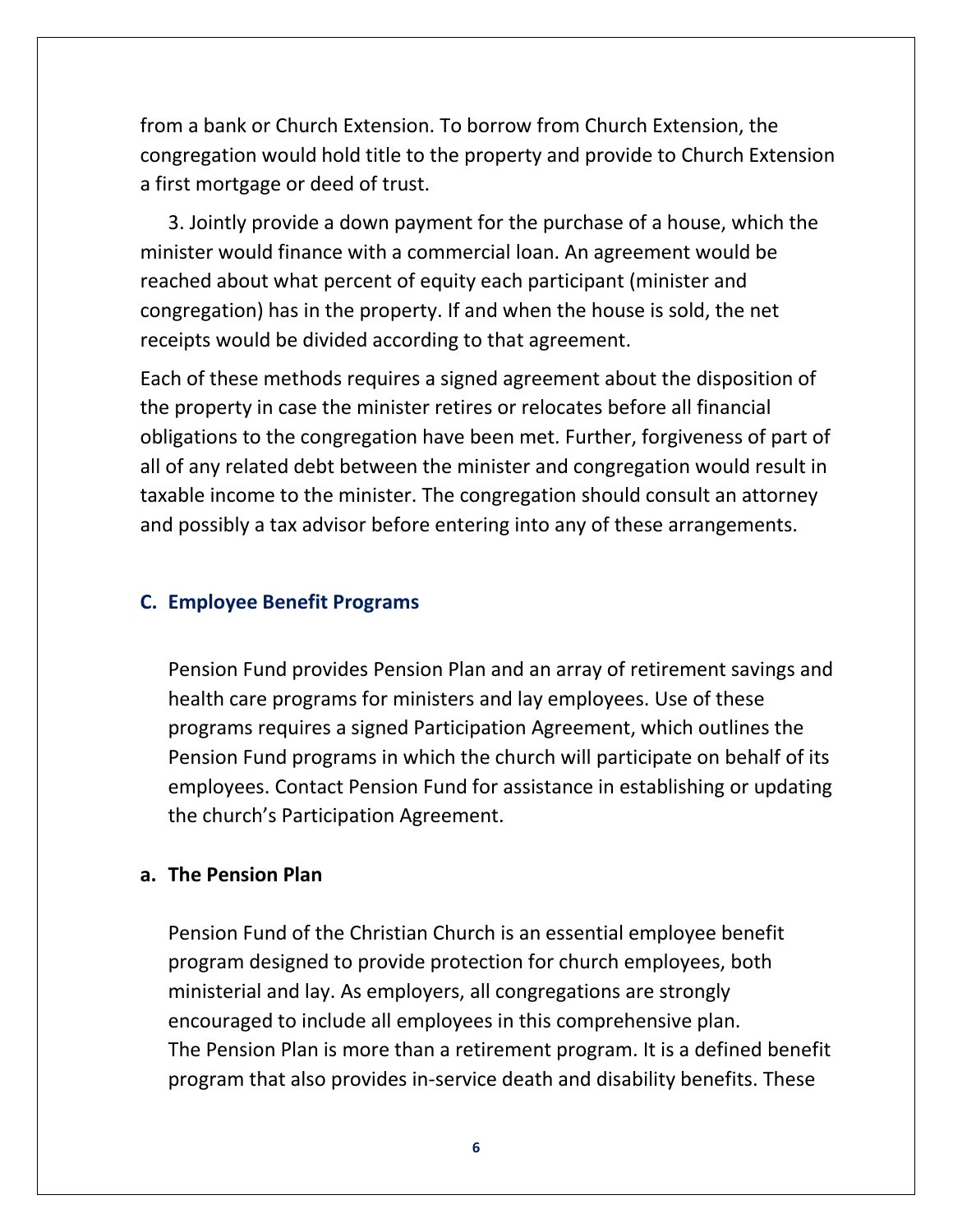from a bank or Church Extension. To borrow from Church Extension, the congregation would hold title to the property and provide to Church Extension a first mortgage or deed of trust.

3. Jointly provide a down payment for the purchase of a house, which the minister would finance with a commercial loan. An agreement would be reached about what percent of equity each participant (minister and congregation) has in the property. If and when the house is sold, the net receipts would be divided according to that agreement.

Each of these methods requires a signed agreement about the disposition of the property in case the minister retires or relocates before all financial obligations to the congregation have been met. Further, forgiveness of part of all of any related debt between the minister and congregation would result in taxable income to the minister. The congregation should consult an attorney and possibly a tax advisor before entering into any of these arrangements.

## C. Employee Benefit Programs

Pension Fund provides Pension Plan and an array of retirement savings and health care programs for ministers and lay employees. Use of these programs requires a signed Participation Agreement, which outlines the Pension Fund programs in which the church will participate on behalf of its employees. Contact Pension Fund for assistance in establishing or updating the church's Participation Agreement.

### a. The Pension Plan

Pension Fund of the Christian Church is an essential employee benefit program designed to provide protection for church employees, both ministerial and lay. As employers, all congregations are strongly encouraged to include all employees in this comprehensive plan.
The Pension Plan is more than a retirement program. It is a defined benefit program that also provides in-service death and disability benefits. These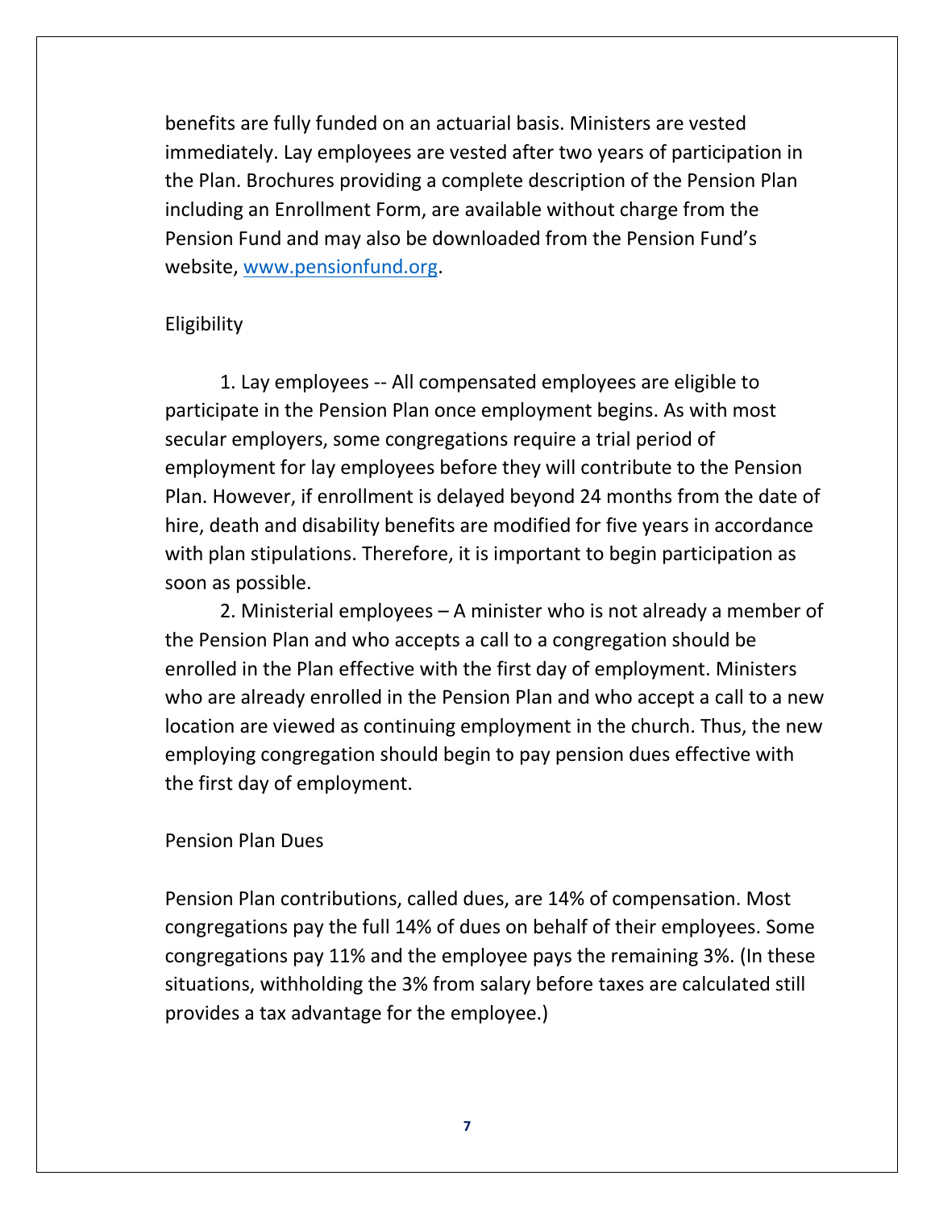benefits are fully funded on an actuarial basis. Ministers are vested immediately. Lay employees are vested after two years of participation in the Plan. Brochures providing a complete description of the Pension Plan including an Enrollment Form, are available without charge from the Pension Fund and may also be downloaded from the Pension Fund's website, [www.pensionfund.org](http://www.pensionfund.org).

## Eligibility

1. Lay employees -- All compensated employees are eligible to participate in the Pension Plan once employment begins. As with most secular employers, some congregations require a trial period of employment for lay employees before they will contribute to the Pension Plan. However, if enrollment is delayed beyond 24 months from the date of hire, death and disability benefits are modified for five years in accordance with plan stipulations. Therefore, it is important to begin participation as soon as possible.

2. Ministerial employees – A minister who is not already a member of the Pension Plan and who accepts a call to a congregation should be enrolled in the Plan effective with the first day of employment. Ministers who are already enrolled in the Pension Plan and who accept a call to a new location are viewed as continuing employment in the church. Thus, the new employing congregation should begin to pay pension dues effective with the first day of employment.

## Pension Plan Dues

Pension Plan contributions, called dues, are 14% of compensation. Most congregations pay the full 14% of dues on behalf of their employees. Some congregations pay 11% and the employee pays the remaining 3%. (In these situations, withholding the 3% from salary before taxes are calculated still provides a tax advantage for the employee.)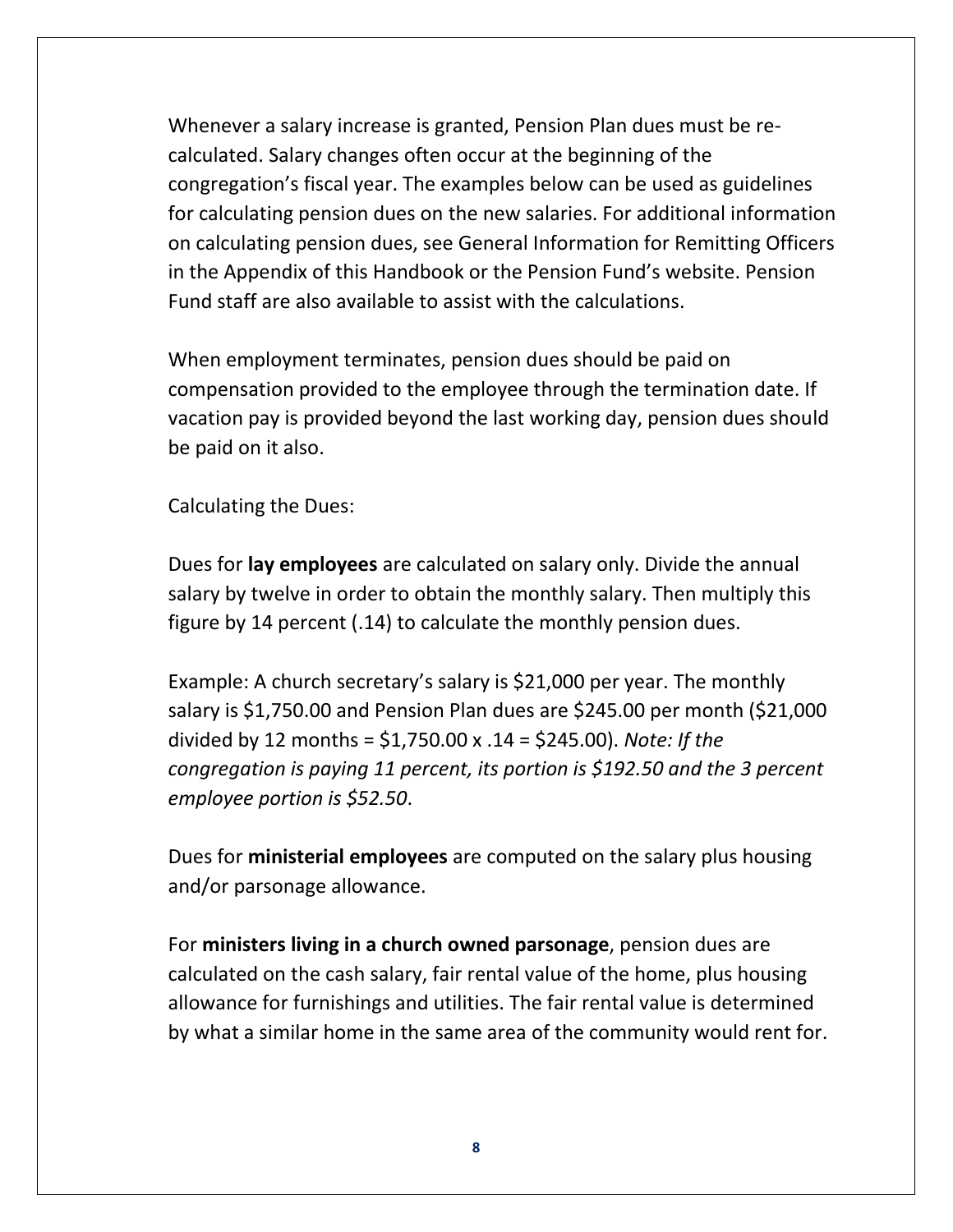Whenever a salary increase is granted, Pension Plan dues must be re-calculated. Salary changes often occur at the beginning of the congregation's fiscal year. The examples below can be used as guidelines for calculating pension dues on the new salaries. For additional information on calculating pension dues, see General Information for Remitting Officers in the Appendix of this Handbook or the Pension Fund's website. Pension Fund staff are also available to assist with the calculations.

When employment terminates, pension dues should be paid on compensation provided to the employee through the termination date. If vacation pay is provided beyond the last working day, pension dues should be paid on it also.

Calculating the Dues:

Dues for **lay employees** are calculated on salary only. Divide the annual salary by twelve in order to obtain the monthly salary. Then multiply this figure by 14 percent (.14) to calculate the monthly pension dues.

Example: A church secretary's salary is $21,000 per year. The monthly salary is $1,750.00 and Pension Plan dues are $245.00 per month ($21,000 divided by 12 months = $1,750.00 x .14 = $245.00). *Note: If the congregation is paying 11 percent, its portion is $192.50 and the 3 percent employee portion is $52.50*.

Dues for **ministerial employees** are computed on the salary plus housing and/or parsonage allowance.

For **ministers living in a church owned parsonage**, pension dues are calculated on the cash salary, fair rental value of the home, plus housing allowance for furnishings and utilities. The fair rental value is determined by what a similar home in the same area of the community would rent for.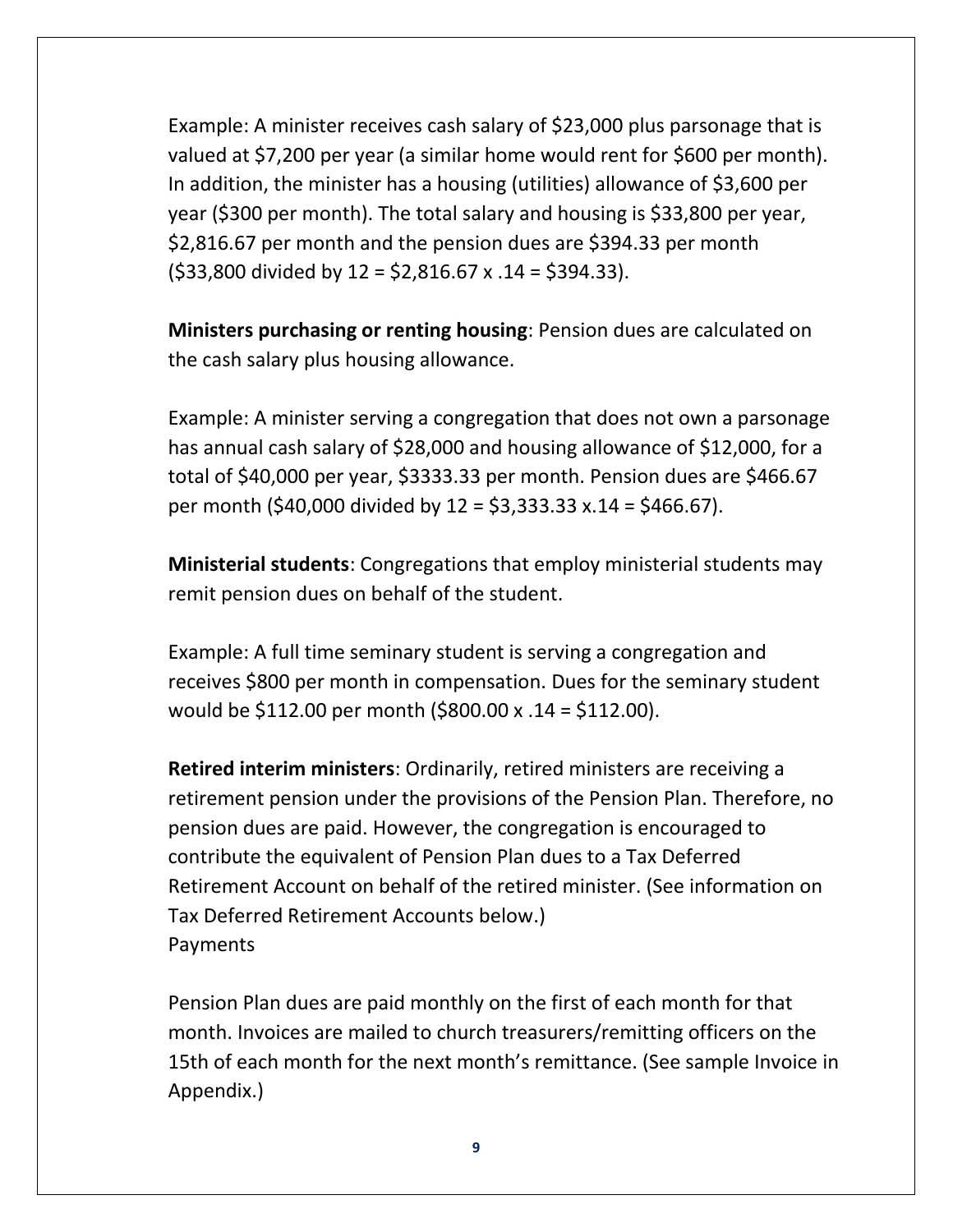Example: A minister receives cash salary of $23,000 plus parsonage that is valued at $7,200 per year (a similar home would rent for $600 per month). In addition, the minister has a housing (utilities) allowance of $3,600 per year ($300 per month). The total salary and housing is $33,800 per year, $2,816.67 per month and the pension dues are $394.33 per month ($33,800 divided by 12 = $2,816.67 x .14 = $394.33).

**Ministers purchasing or renting housing**: Pension dues are calculated on the cash salary plus housing allowance.

Example: A minister serving a congregation that does not own a parsonage has annual cash salary of $28,000 and housing allowance of $12,000, for a total of $40,000 per year, $3333.33 per month. Pension dues are $466.67 per month ($40,000 divided by 12 = $3,333.33 x.14 = $466.67).

**Ministerial students**: Congregations that employ ministerial students may remit pension dues on behalf of the student.

Example: A full time seminary student is serving a congregation and receives $800 per month in compensation. Dues for the seminary student would be $112.00 per month ($800.00 x .14 = $112.00).

**Retired interim ministers**: Ordinarily, retired ministers are receiving a retirement pension under the provisions of the Pension Plan. Therefore, no pension dues are paid. However, the congregation is encouraged to contribute the equivalent of Pension Plan dues to a Tax Deferred Retirement Account on behalf of the retired minister. (See information on Tax Deferred Retirement Accounts below.)

Payments

Pension Plan dues are paid monthly on the first of each month for that month. Invoices are mailed to church treasurers/remitting officers on the 15th of each month for the next month's remittance. (See sample Invoice in Appendix.)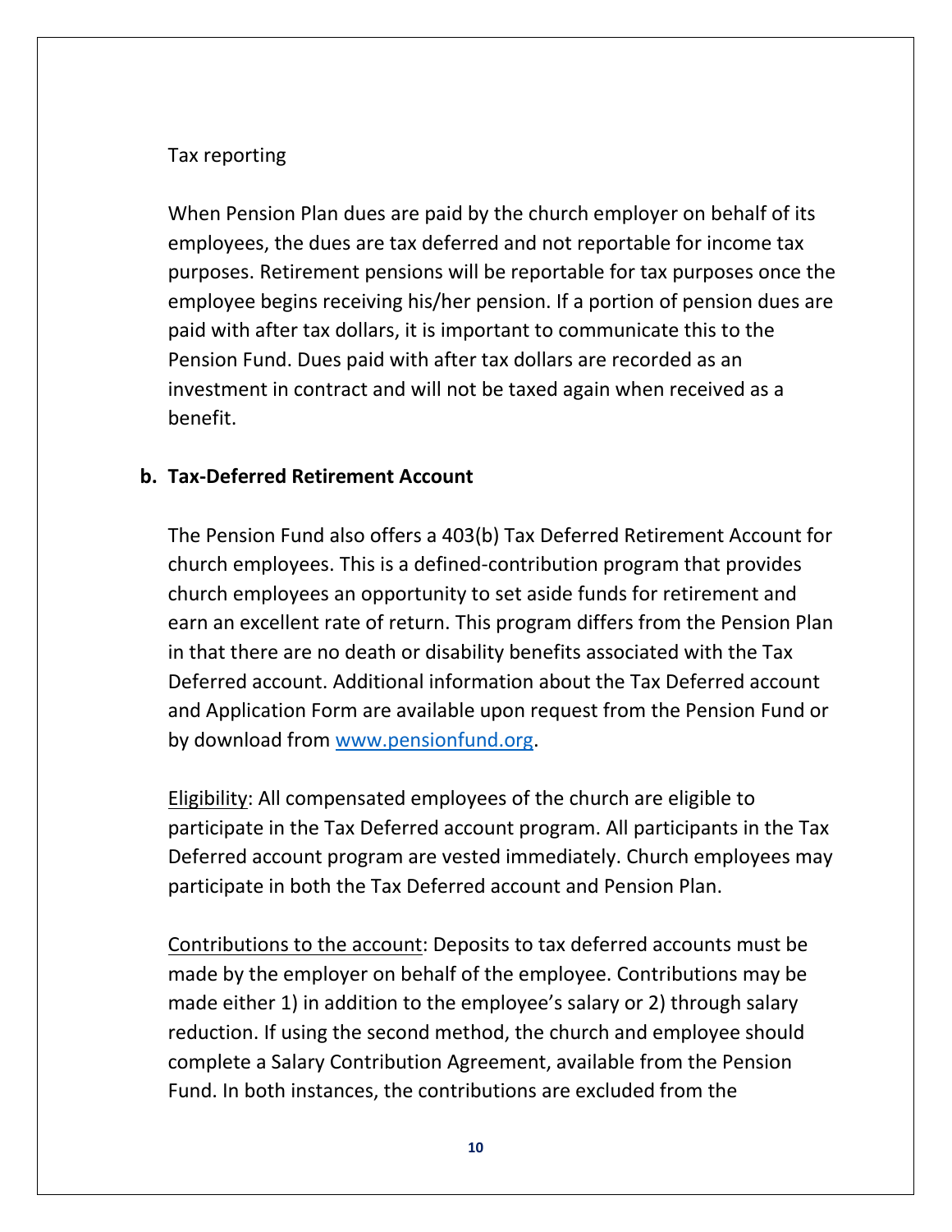Tax reporting

When Pension Plan dues are paid by the church employer on behalf of its employees, the dues are tax deferred and not reportable for income tax purposes. Retirement pensions will be reportable for tax purposes once the employee begins receiving his/her pension. If a portion of pension dues are paid with after tax dollars, it is important to communicate this to the Pension Fund. Dues paid with after tax dollars are recorded as an investment in contract and will not be taxed again when received as a benefit.

**b. Tax-Deferred Retirement Account**

The Pension Fund also offers a 403(b) Tax Deferred Retirement Account for church employees. This is a defined-contribution program that provides church employees an opportunity to set aside funds for retirement and earn an excellent rate of return. This program differs from the Pension Plan in that there are no death or disability benefits associated with the Tax Deferred account. Additional information about the Tax Deferred account and Application Form are available upon request from the Pension Fund or by download from www.pensionfund.org.

Eligibility: All compensated employees of the church are eligible to participate in the Tax Deferred account program. All participants in the Tax Deferred account program are vested immediately. Church employees may participate in both the Tax Deferred account and Pension Plan.

Contributions to the account: Deposits to tax deferred accounts must be made by the employer on behalf of the employee. Contributions may be made either 1) in addition to the employee's salary or 2) through salary reduction. If using the second method, the church and employee should complete a Salary Contribution Agreement, available from the Pension Fund. In both instances, the contributions are excluded from the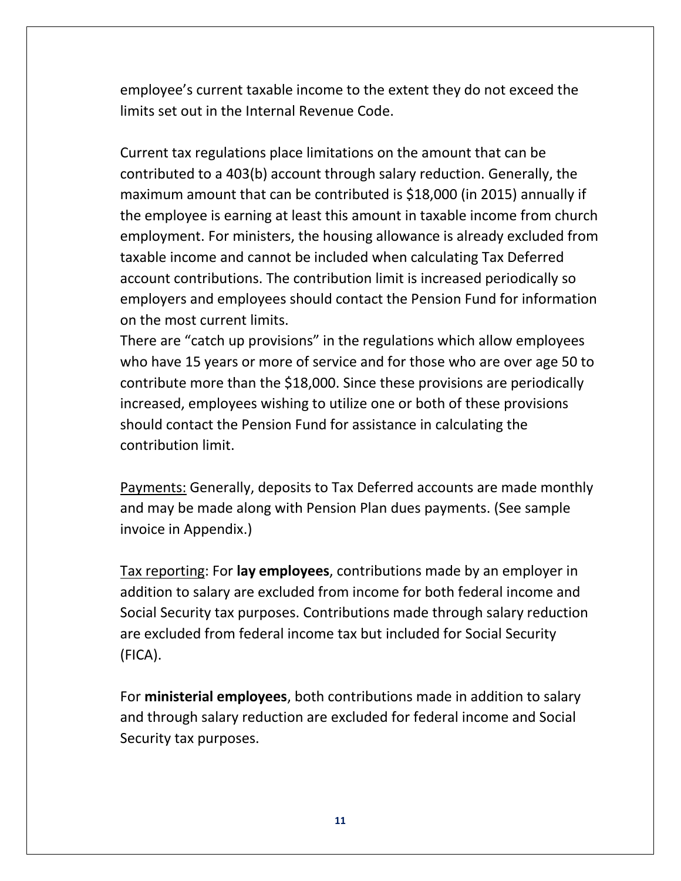employee's current taxable income to the extent they do not exceed the limits set out in the Internal Revenue Code.

Current tax regulations place limitations on the amount that can be contributed to a 403(b) account through salary reduction. Generally, the maximum amount that can be contributed is $18,000 (in 2015) annually if the employee is earning at least this amount in taxable income from church employment. For ministers, the housing allowance is already excluded from taxable income and cannot be included when calculating Tax Deferred account contributions. The contribution limit is increased periodically so employers and employees should contact the Pension Fund for information on the most current limits.

There are "catch up provisions" in the regulations which allow employees who have 15 years or more of service and for those who are over age 50 to contribute more than the $18,000. Since these provisions are periodically increased, employees wishing to utilize one or both of these provisions should contact the Pension Fund for assistance in calculating the contribution limit.

<u>Payments:</u> Generally, deposits to Tax Deferred accounts are made monthly and may be made along with Pension Plan dues payments. (See sample invoice in Appendix.)

<u>Tax reporting</u>: For **lay employees**, contributions made by an employer in addition to salary are excluded from income for both federal income and Social Security tax purposes. Contributions made through salary reduction are excluded from federal income tax but included for Social Security (FICA).

For **ministerial employees**, both contributions made in addition to salary and through salary reduction are excluded for federal income and Social Security tax purposes.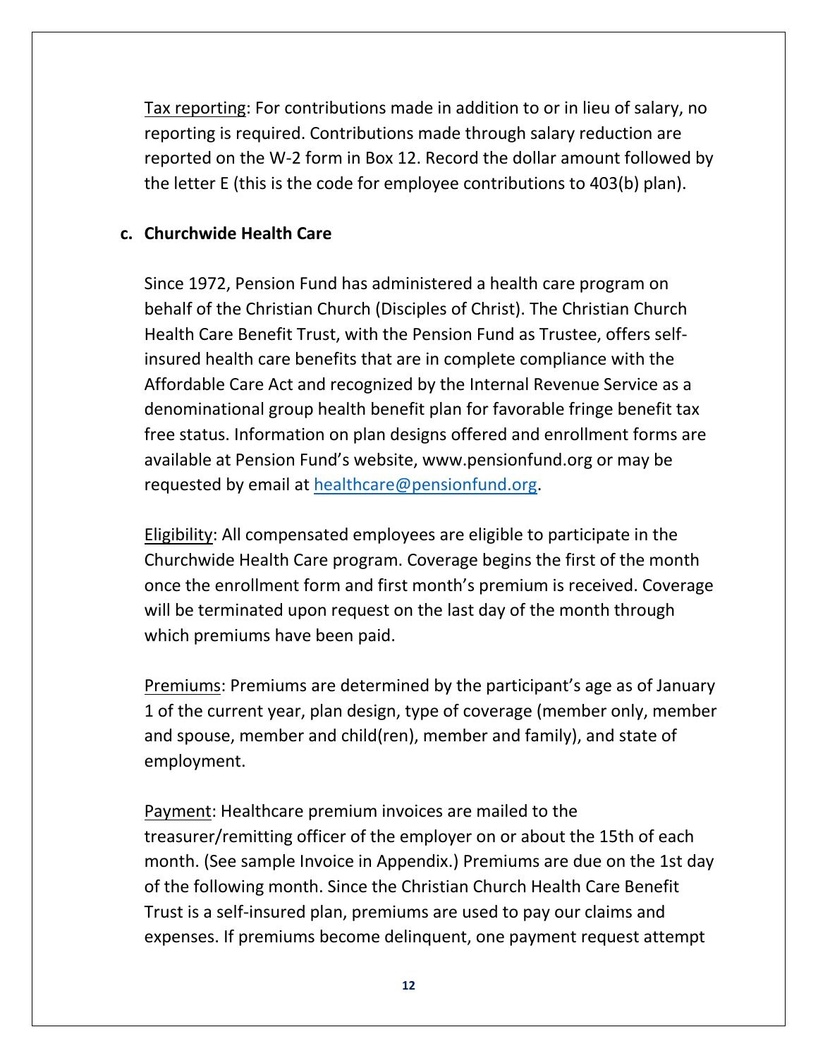Tax reporting: For contributions made in addition to or in lieu of salary, no reporting is required. Contributions made through salary reduction are reported on the W-2 form in Box 12. Record the dollar amount followed by the letter E (this is the code for employee contributions to 403(b) plan).

**c. Churchwide Health Care**

Since 1972, Pension Fund has administered a health care program on behalf of the Christian Church (Disciples of Christ). The Christian Church Health Care Benefit Trust, with the Pension Fund as Trustee, offers self-insured health care benefits that are in complete compliance with the Affordable Care Act and recognized by the Internal Revenue Service as a denominational group health benefit plan for favorable fringe benefit tax free status. Information on plan designs offered and enrollment forms are available at Pension Fund's website, www.pensionfund.org or may be requested by email at healthcare@pensionfund.org.

Eligibility: All compensated employees are eligible to participate in the Churchwide Health Care program. Coverage begins the first of the month once the enrollment form and first month's premium is received. Coverage will be terminated upon request on the last day of the month through which premiums have been paid.

Premiums: Premiums are determined by the participant's age as of January 1 of the current year, plan design, type of coverage (member only, member and spouse, member and child(ren), member and family), and state of employment.

Payment: Healthcare premium invoices are mailed to the treasurer/remitting officer of the employer on or about the 15th of each month. (See sample Invoice in Appendix.) Premiums are due on the 1st day of the following month. Since the Christian Church Health Care Benefit Trust is a self-insured plan, premiums are used to pay our claims and expenses. If premiums become delinquent, one payment request attempt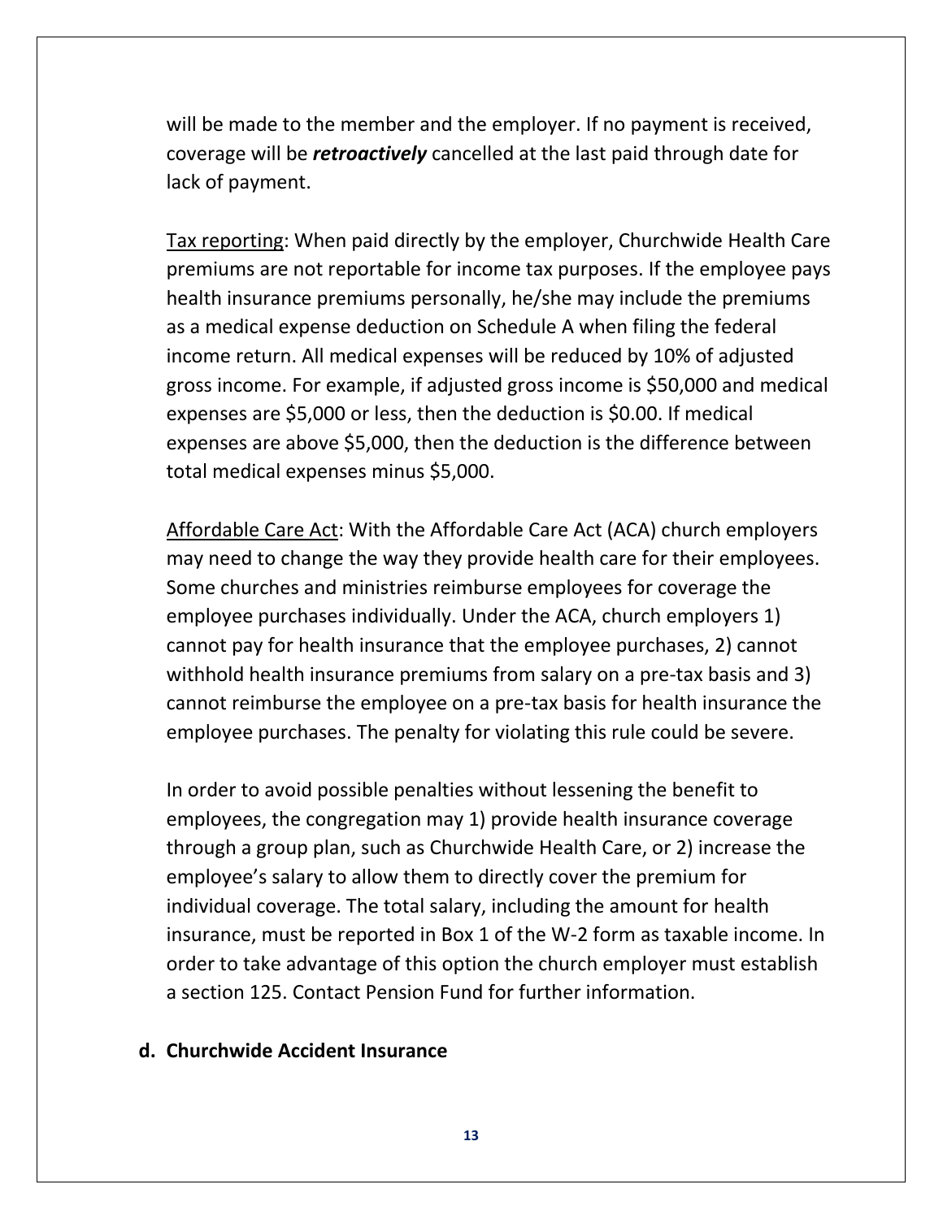will be made to the member and the employer. If no payment is received, coverage will be ***retroactively*** cancelled at the last paid through date for lack of payment.

<u>Tax reporting</u>: When paid directly by the employer, Churchwide Health Care premiums are not reportable for income tax purposes. If the employee pays health insurance premiums personally, he/she may include the premiums as a medical expense deduction on Schedule A when filing the federal income return. All medical expenses will be reduced by 10% of adjusted gross income. For example, if adjusted gross income is $50,000 and medical expenses are $5,000 or less, then the deduction is $0.00. If medical expenses are above $5,000, then the deduction is the difference between total medical expenses minus $5,000.

<u>Affordable Care Act</u>: With the Affordable Care Act (ACA) church employers may need to change the way they provide health care for their employees. Some churches and ministries reimburse employees for coverage the employee purchases individually. Under the ACA, church employers 1) cannot pay for health insurance that the employee purchases, 2) cannot withhold health insurance premiums from salary on a pre-tax basis and 3) cannot reimburse the employee on a pre-tax basis for health insurance the employee purchases. The penalty for violating this rule could be severe.

In order to avoid possible penalties without lessening the benefit to employees, the congregation may 1) provide health insurance coverage through a group plan, such as Churchwide Health Care, or 2) increase the employee's salary to allow them to directly cover the premium for individual coverage. The total salary, including the amount for health insurance, must be reported in Box 1 of the W-2 form as taxable income. In order to take advantage of this option the church employer must establish a section 125. Contact Pension Fund for further information.

**d. Churchwide Accident Insurance**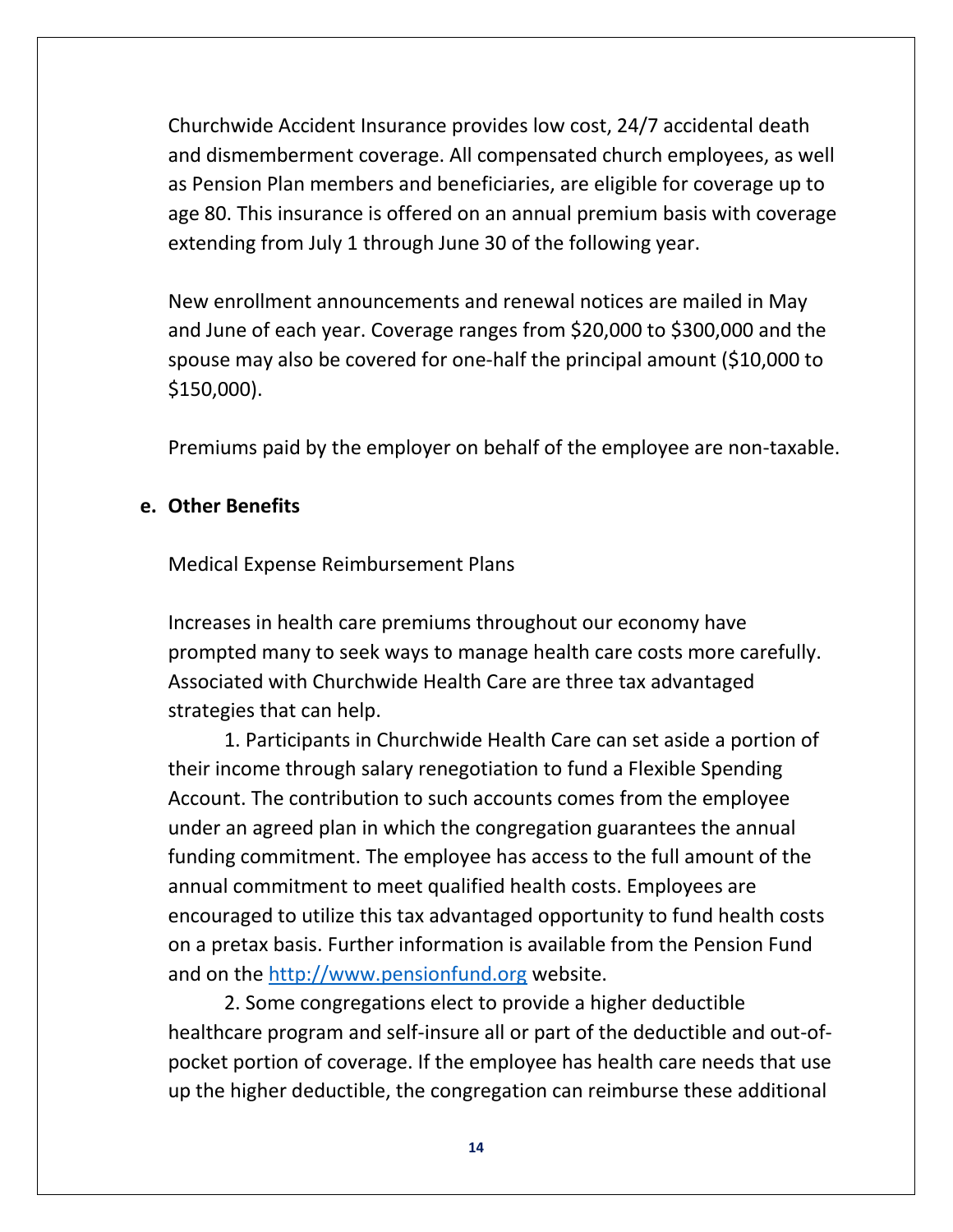Churchwide Accident Insurance provides low cost, 24/7 accidental death and dismemberment coverage. All compensated church employees, as well as Pension Plan members and beneficiaries, are eligible for coverage up to age 80. This insurance is offered on an annual premium basis with coverage extending from July 1 through June 30 of the following year.

New enrollment announcements and renewal notices are mailed in May and June of each year. Coverage ranges from $20,000 to $300,000 and the spouse may also be covered for one-half the principal amount ($10,000 to $150,000).

Premiums paid by the employer on behalf of the employee are non-taxable.

**e. Other Benefits**

Medical Expense Reimbursement Plans

Increases in health care premiums throughout our economy have prompted many to seek ways to manage health care costs more carefully. Associated with Churchwide Health Care are three tax advantaged strategies that can help.

1. Participants in Churchwide Health Care can set aside a portion of their income through salary renegotiation to fund a Flexible Spending Account. The contribution to such accounts comes from the employee under an agreed plan in which the congregation guarantees the annual funding commitment. The employee has access to the full amount of the annual commitment to meet qualified health costs. Employees are encouraged to utilize this tax advantaged opportunity to fund health costs on a pretax basis. Further information is available from the Pension Fund and on the [http://www.pensionfund.org](http://www.pensionfund.org) website.

2. Some congregations elect to provide a higher deductible healthcare program and self-insure all or part of the deductible and out-of-pocket portion of coverage. If the employee has health care needs that use up the higher deductible, the congregation can reimburse these additional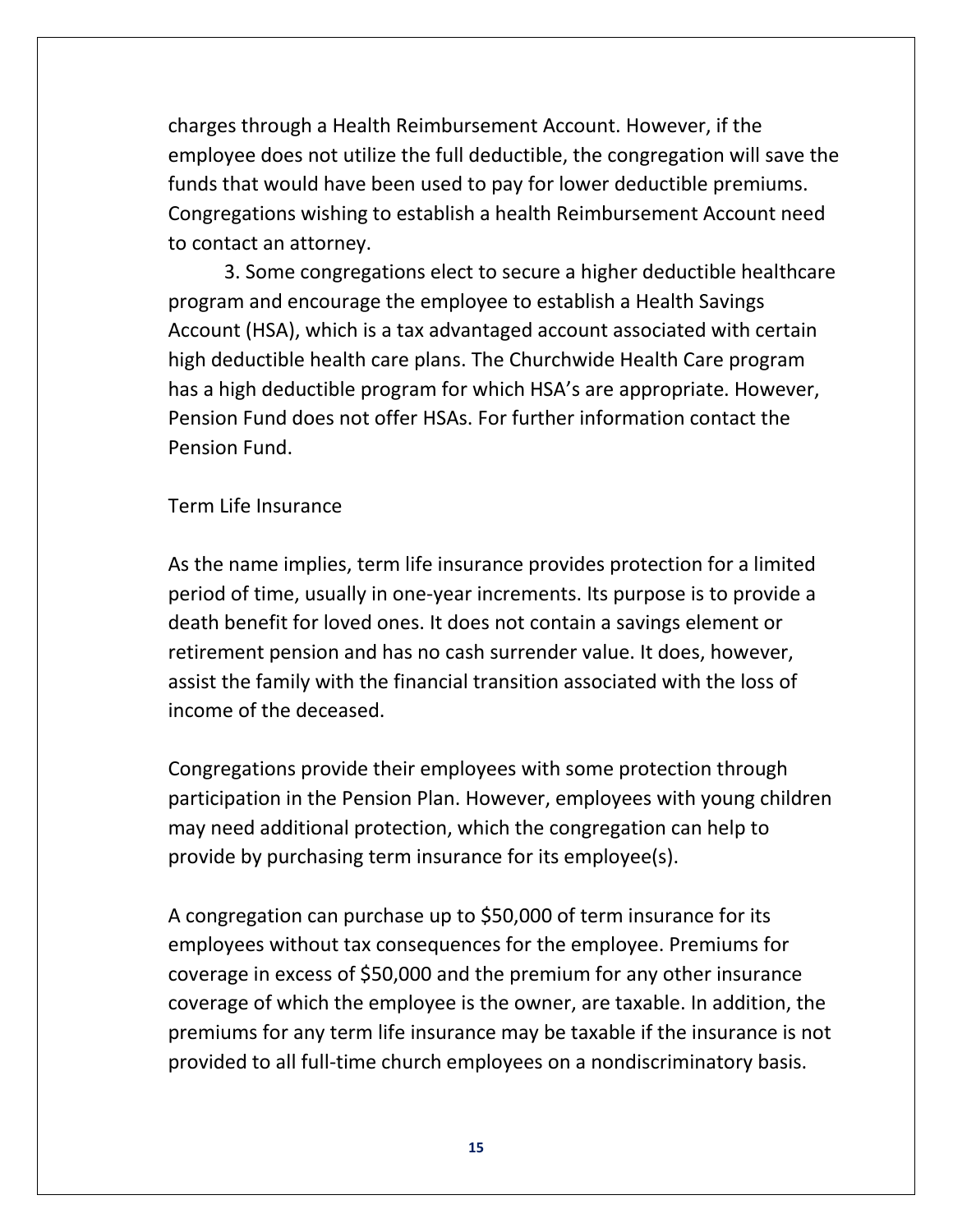charges through a Health Reimbursement Account. However, if the employee does not utilize the full deductible, the congregation will save the funds that would have been used to pay for lower deductible premiums. Congregations wishing to establish a health Reimbursement Account need to contact an attorney.

3. Some congregations elect to secure a higher deductible healthcare program and encourage the employee to establish a Health Savings Account (HSA), which is a tax advantaged account associated with certain high deductible health care plans. The Churchwide Health Care program has a high deductible program for which HSA's are appropriate. However, Pension Fund does not offer HSAs. For further information contact the Pension Fund.

## Term Life Insurance

As the name implies, term life insurance provides protection for a limited period of time, usually in one-year increments. Its purpose is to provide a death benefit for loved ones. It does not contain a savings element or retirement pension and has no cash surrender value. It does, however, assist the family with the financial transition associated with the loss of income of the deceased.

Congregations provide their employees with some protection through participation in the Pension Plan. However, employees with young children may need additional protection, which the congregation can help to provide by purchasing term insurance for its employee(s).

A congregation can purchase up to $50,000 of term insurance for its employees without tax consequences for the employee. Premiums for coverage in excess of $50,000 and the premium for any other insurance coverage of which the employee is the owner, are taxable. In addition, the premiums for any term life insurance may be taxable if the insurance is not provided to all full-time church employees on a nondiscriminatory basis.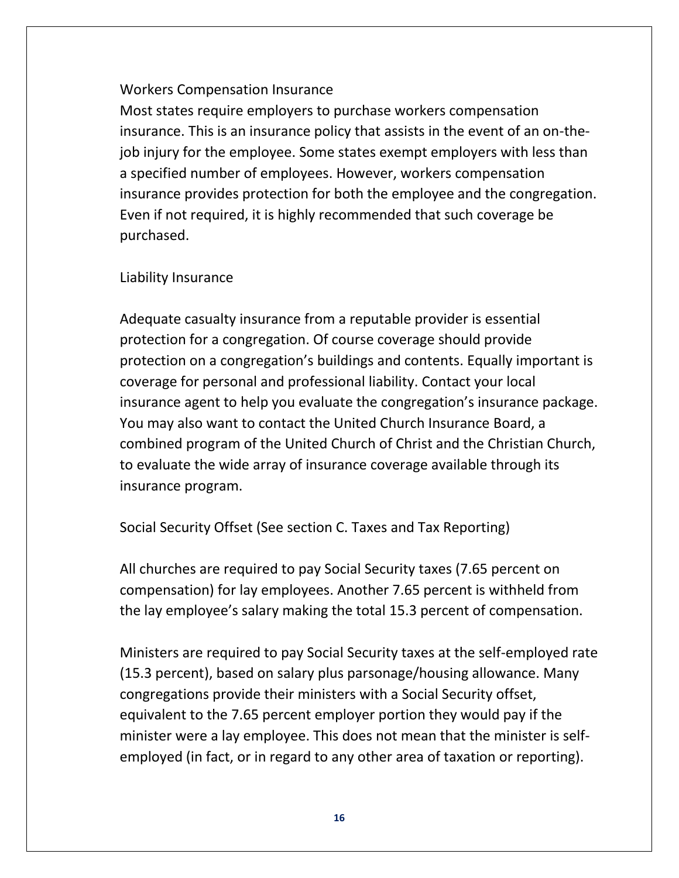### Workers Compensation Insurance

Most states require employers to purchase workers compensation insurance. This is an insurance policy that assists in the event of an on-the-job injury for the employee. Some states exempt employers with less than a specified number of employees. However, workers compensation insurance provides protection for both the employee and the congregation. Even if not required, it is highly recommended that such coverage be purchased.

### Liability Insurance

Adequate casualty insurance from a reputable provider is essential protection for a congregation. Of course coverage should provide protection on a congregation's buildings and contents. Equally important is coverage for personal and professional liability. Contact your local insurance agent to help you evaluate the congregation's insurance package. You may also want to contact the United Church Insurance Board, a combined program of the United Church of Christ and the Christian Church, to evaluate the wide array of insurance coverage available through its insurance program.

### Social Security Offset (See section C. Taxes and Tax Reporting)

All churches are required to pay Social Security taxes (7.65 percent on compensation) for lay employees. Another 7.65 percent is withheld from the lay employee's salary making the total 15.3 percent of compensation.

Ministers are required to pay Social Security taxes at the self-employed rate (15.3 percent), based on salary plus parsonage/housing allowance. Many congregations provide their ministers with a Social Security offset, equivalent to the 7.65 percent employer portion they would pay if the minister were a lay employee. This does not mean that the minister is self-employed (in fact, or in regard to any other area of taxation or reporting).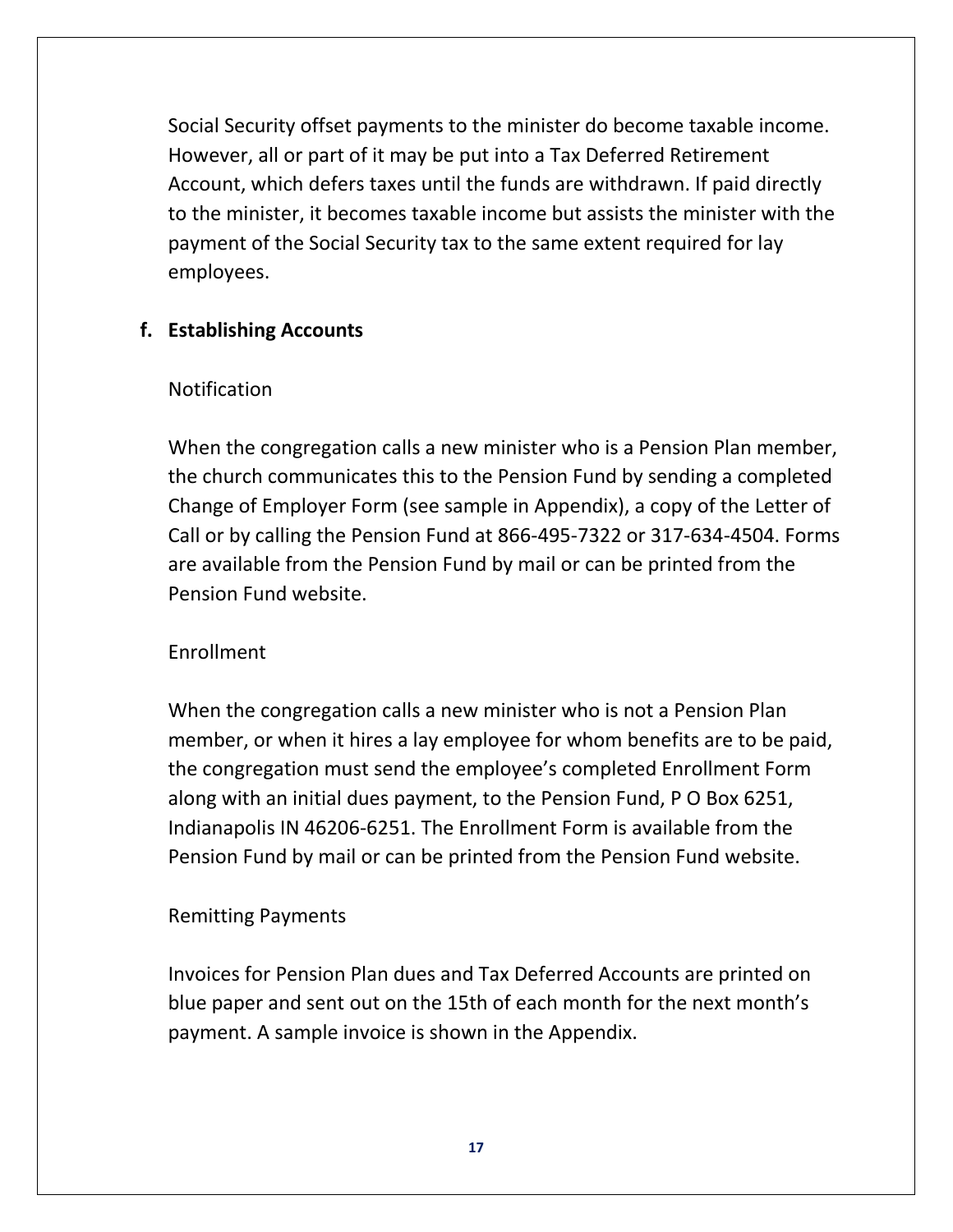Social Security offset payments to the minister do become taxable income. However, all or part of it may be put into a Tax Deferred Retirement Account, which defers taxes until the funds are withdrawn. If paid directly to the minister, it becomes taxable income but assists the minister with the payment of the Social Security tax to the same extent required for lay employees.

**f. Establishing Accounts**

Notification

When the congregation calls a new minister who is a Pension Plan member, the church communicates this to the Pension Fund by sending a completed Change of Employer Form (see sample in Appendix), a copy of the Letter of Call or by calling the Pension Fund at 866-495-7322 or 317-634-4504. Forms are available from the Pension Fund by mail or can be printed from the Pension Fund website.

Enrollment

When the congregation calls a new minister who is not a Pension Plan member, or when it hires a lay employee for whom benefits are to be paid, the congregation must send the employee's completed Enrollment Form along with an initial dues payment, to the Pension Fund, P O Box 6251, Indianapolis IN 46206-6251. The Enrollment Form is available from the Pension Fund by mail or can be printed from the Pension Fund website.

Remitting Payments

Invoices for Pension Plan dues and Tax Deferred Accounts are printed on blue paper and sent out on the 15th of each month for the next month's payment. A sample invoice is shown in the Appendix.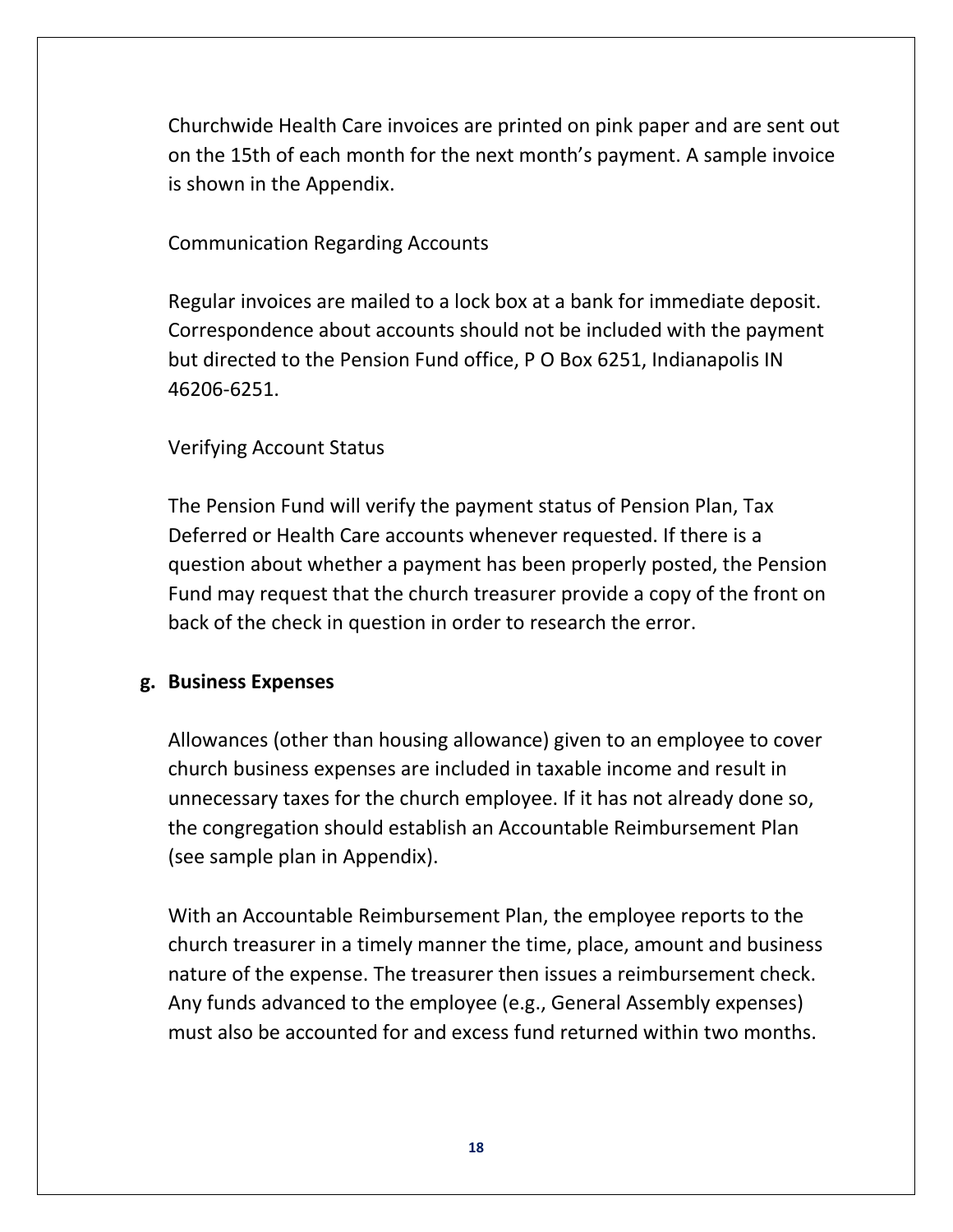Churchwide Health Care invoices are printed on pink paper and are sent out on the 15th of each month for the next month's payment. A sample invoice is shown in the Appendix.

Communication Regarding Accounts

Regular invoices are mailed to a lock box at a bank for immediate deposit. Correspondence about accounts should not be included with the payment but directed to the Pension Fund office, P O Box 6251, Indianapolis IN 46206-6251.

Verifying Account Status

The Pension Fund will verify the payment status of Pension Plan, Tax Deferred or Health Care accounts whenever requested. If there is a question about whether a payment has been properly posted, the Pension Fund may request that the church treasurer provide a copy of the front on back of the check in question in order to research the error.

**g. Business Expenses**

Allowances (other than housing allowance) given to an employee to cover church business expenses are included in taxable income and result in unnecessary taxes for the church employee. If it has not already done so, the congregation should establish an Accountable Reimbursement Plan (see sample plan in Appendix).

With an Accountable Reimbursement Plan, the employee reports to the church treasurer in a timely manner the time, place, amount and business nature of the expense. The treasurer then issues a reimbursement check. Any funds advanced to the employee (e.g., General Assembly expenses) must also be accounted for and excess fund returned within two months.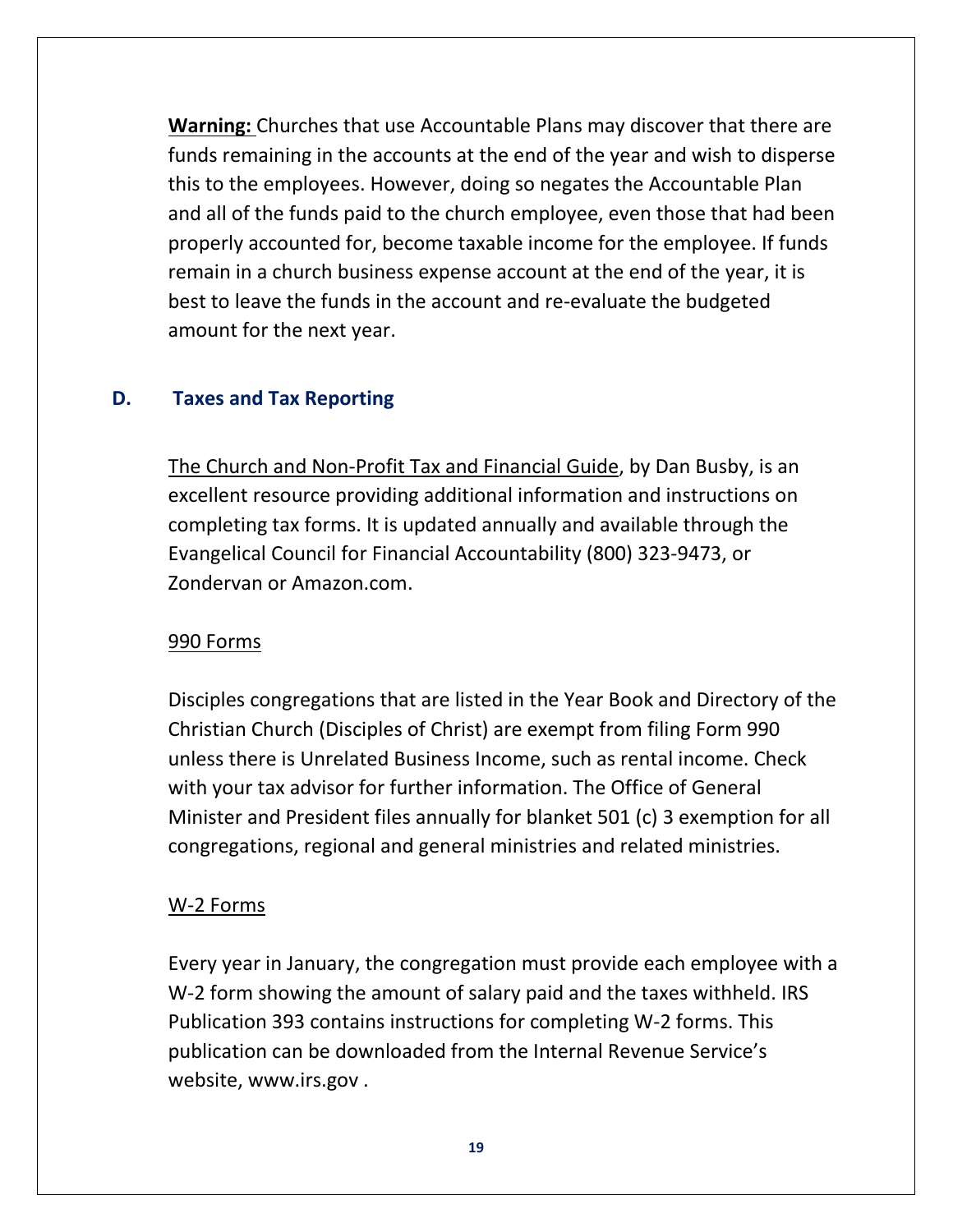**Warning:** Churches that use Accountable Plans may discover that there are funds remaining in the accounts at the end of the year and wish to disperse this to the employees. However, doing so negates the Accountable Plan and all of the funds paid to the church employee, even those that had been properly accounted for, become taxable income for the employee. If funds remain in a church business expense account at the end of the year, it is best to leave the funds in the account and re-evaluate the budgeted amount for the next year.

## D. Taxes and Tax Reporting

The Church and Non-Profit Tax and Financial Guide, by Dan Busby, is an excellent resource providing additional information and instructions on completing tax forms. It is updated annually and available through the Evangelical Council for Financial Accountability (800) 323-9473, or Zondervan or Amazon.com.

### 990 Forms

Disciples congregations that are listed in the Year Book and Directory of the Christian Church (Disciples of Christ) are exempt from filing Form 990 unless there is Unrelated Business Income, such as rental income. Check with your tax advisor for further information. The Office of General Minister and President files annually for blanket 501 (c) 3 exemption for all congregations, regional and general ministries and related ministries.

### W-2 Forms

Every year in January, the congregation must provide each employee with a W-2 form showing the amount of salary paid and the taxes withheld. IRS Publication 393 contains instructions for completing W-2 forms. This publication can be downloaded from the Internal Revenue Service's website, www.irs.gov .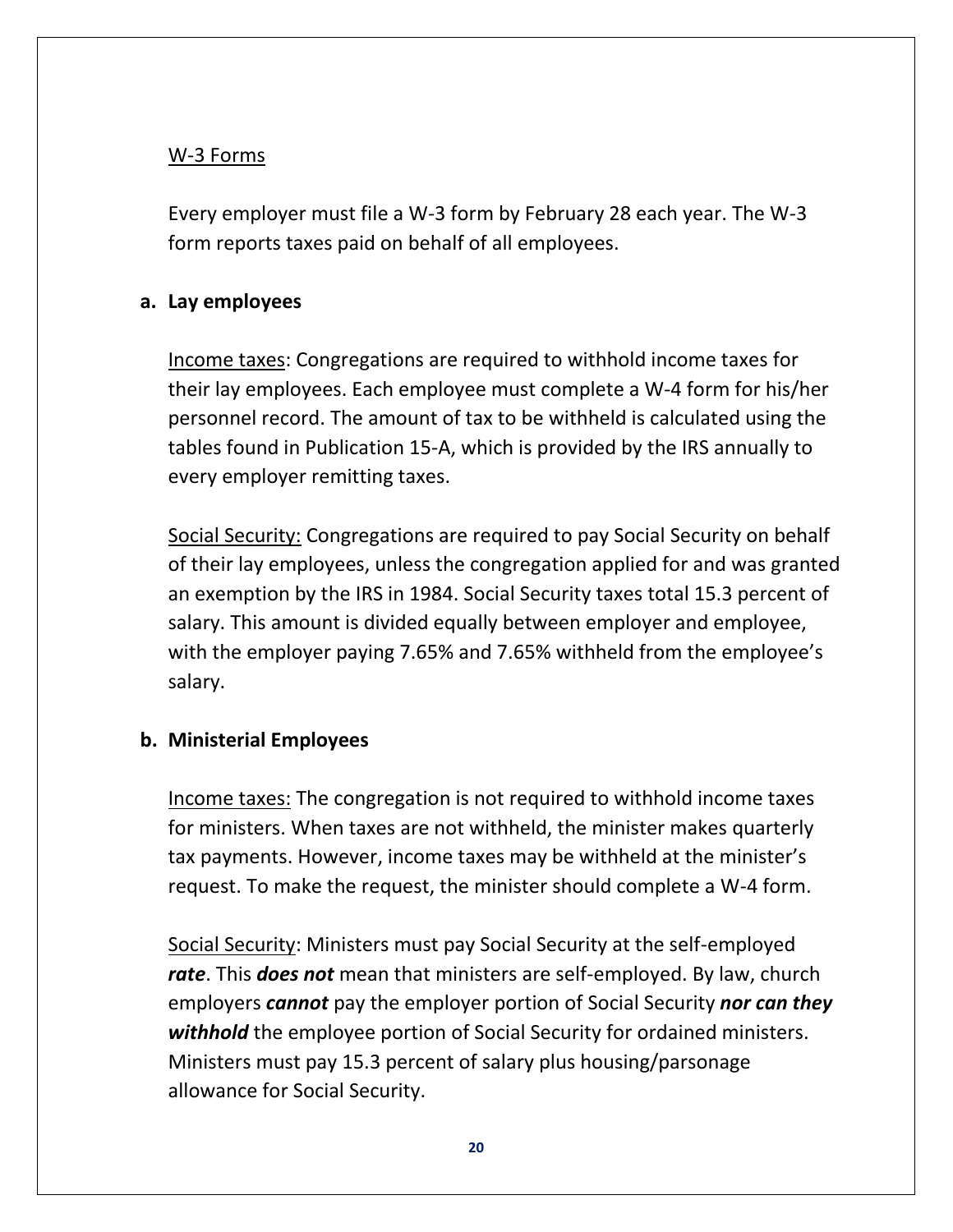W-3 Forms

Every employer must file a W-3 form by February 28 each year. The W-3 form reports taxes paid on behalf of all employees.

**a. Lay employees**

Income taxes: Congregations are required to withhold income taxes for their lay employees. Each employee must complete a W-4 form for his/her personnel record. The amount of tax to be withheld is calculated using the tables found in Publication 15-A, which is provided by the IRS annually to every employer remitting taxes.

Social Security: Congregations are required to pay Social Security on behalf of their lay employees, unless the congregation applied for and was granted an exemption by the IRS in 1984. Social Security taxes total 15.3 percent of salary. This amount is divided equally between employer and employee, with the employer paying 7.65% and 7.65% withheld from the employee's salary.

**b. Ministerial Employees**

Income taxes: The congregation is not required to withhold income taxes for ministers. When taxes are not withheld, the minister makes quarterly tax payments. However, income taxes may be withheld at the minister's request. To make the request, the minister should complete a W-4 form.

Social Security: Ministers must pay Social Security at the self-employed ***rate***. This ***does not*** mean that ministers are self-employed. By law, church employers ***cannot*** pay the employer portion of Social Security ***nor can they withhold*** the employee portion of Social Security for ordained ministers. Ministers must pay 15.3 percent of salary plus housing/parsonage allowance for Social Security.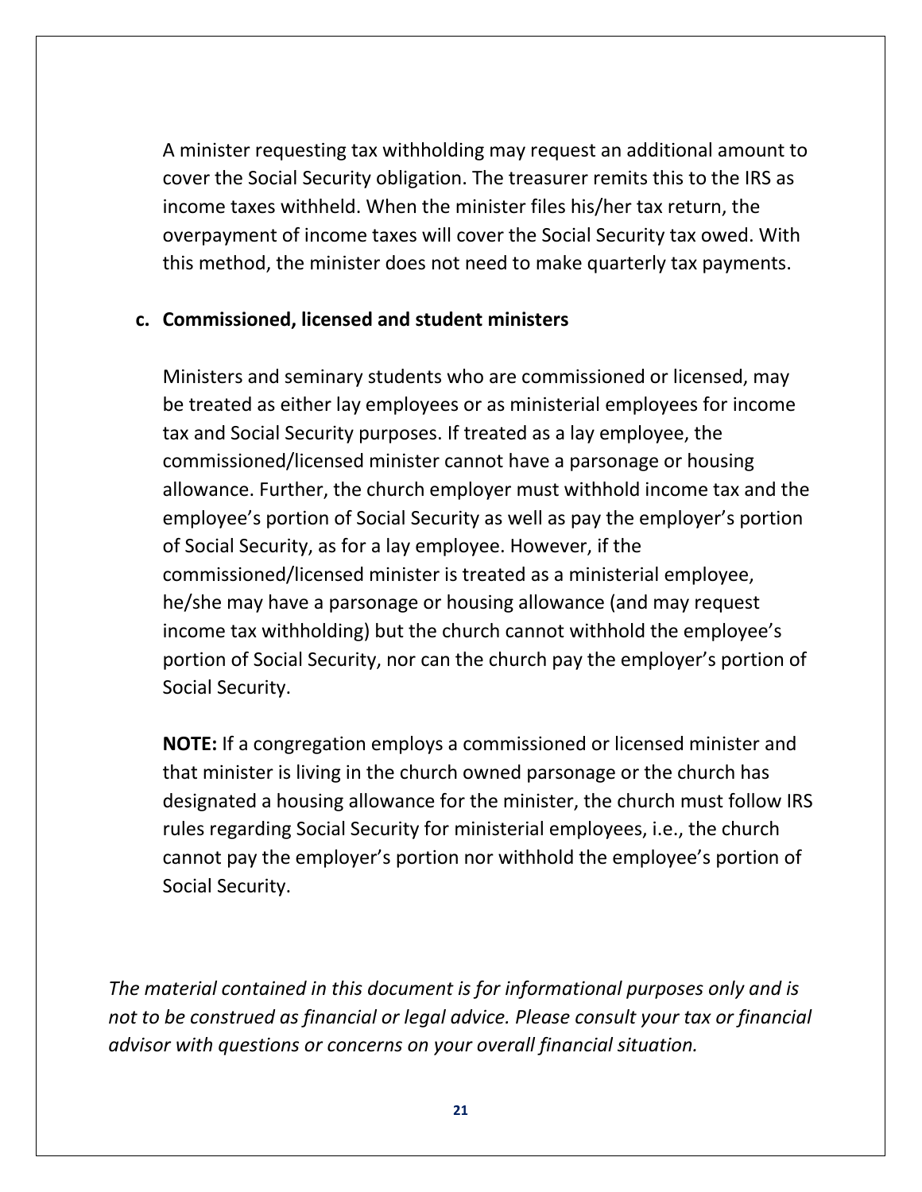A minister requesting tax withholding may request an additional amount to cover the Social Security obligation. The treasurer remits this to the IRS as income taxes withheld. When the minister files his/her tax return, the overpayment of income taxes will cover the Social Security tax owed. With this method, the minister does not need to make quarterly tax payments.

**c. Commissioned, licensed and student ministers**

Ministers and seminary students who are commissioned or licensed, may be treated as either lay employees or as ministerial employees for income tax and Social Security purposes. If treated as a lay employee, the commissioned/licensed minister cannot have a parsonage or housing allowance. Further, the church employer must withhold income tax and the employee's portion of Social Security as well as pay the employer's portion of Social Security, as for a lay employee. However, if the commissioned/licensed minister is treated as a ministerial employee, he/she may have a parsonage or housing allowance (and may request income tax withholding) but the church cannot withhold the employee's portion of Social Security, nor can the church pay the employer's portion of Social Security.

**NOTE:** If a congregation employs a commissioned or licensed minister and that minister is living in the church owned parsonage or the church has designated a housing allowance for the minister, the church must follow IRS rules regarding Social Security for ministerial employees, i.e., the church cannot pay the employer's portion nor withhold the employee's portion of Social Security.

*The material contained in this document is for informational purposes only and is not to be construed as financial or legal advice. Please consult your tax or financial advisor with questions or concerns on your overall financial situation.*